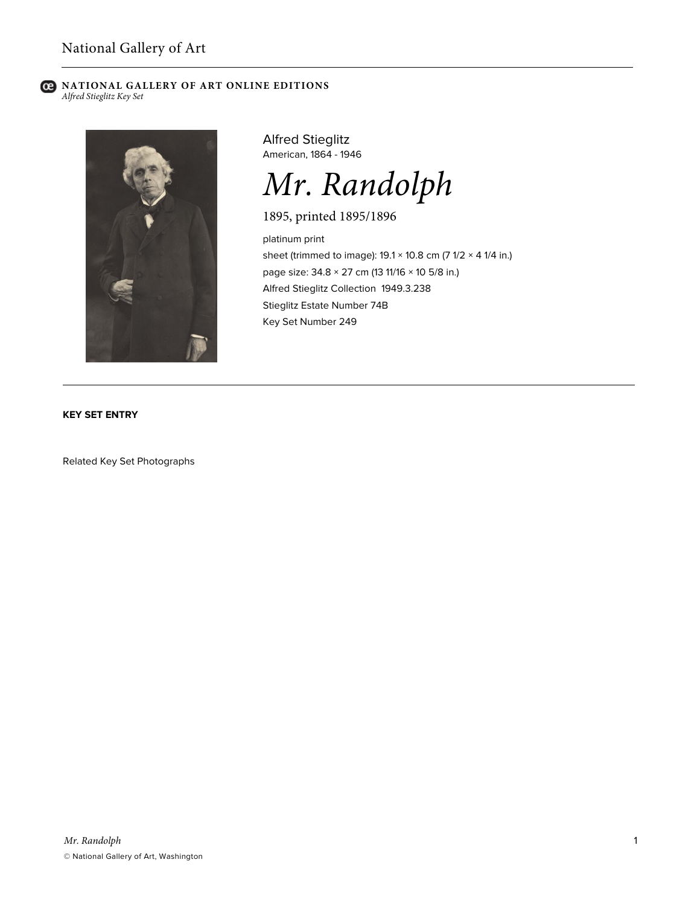National Gallery of Art

**NATIONAL GALLERY OF ART ONLINE EDITIONS**
*Alfred Stieglitz Key Set*

Alfred Stieglitz
American, 1864 - 1946

# *Mr. Randolph*

1895, printed 1895/1896

platinum print
sheet (trimmed to image): 19.1 × 10.8 cm (7 1/2 × 4 1/4 in.)
page size: 34.8 × 27 cm (13 11/16 × 10 5/8 in.)
Alfred Stieglitz Collection 1949.3.238
Stieglitz Estate Number 74B
Key Set Number 249

**KEY SET ENTRY**

Related Key Set Photographs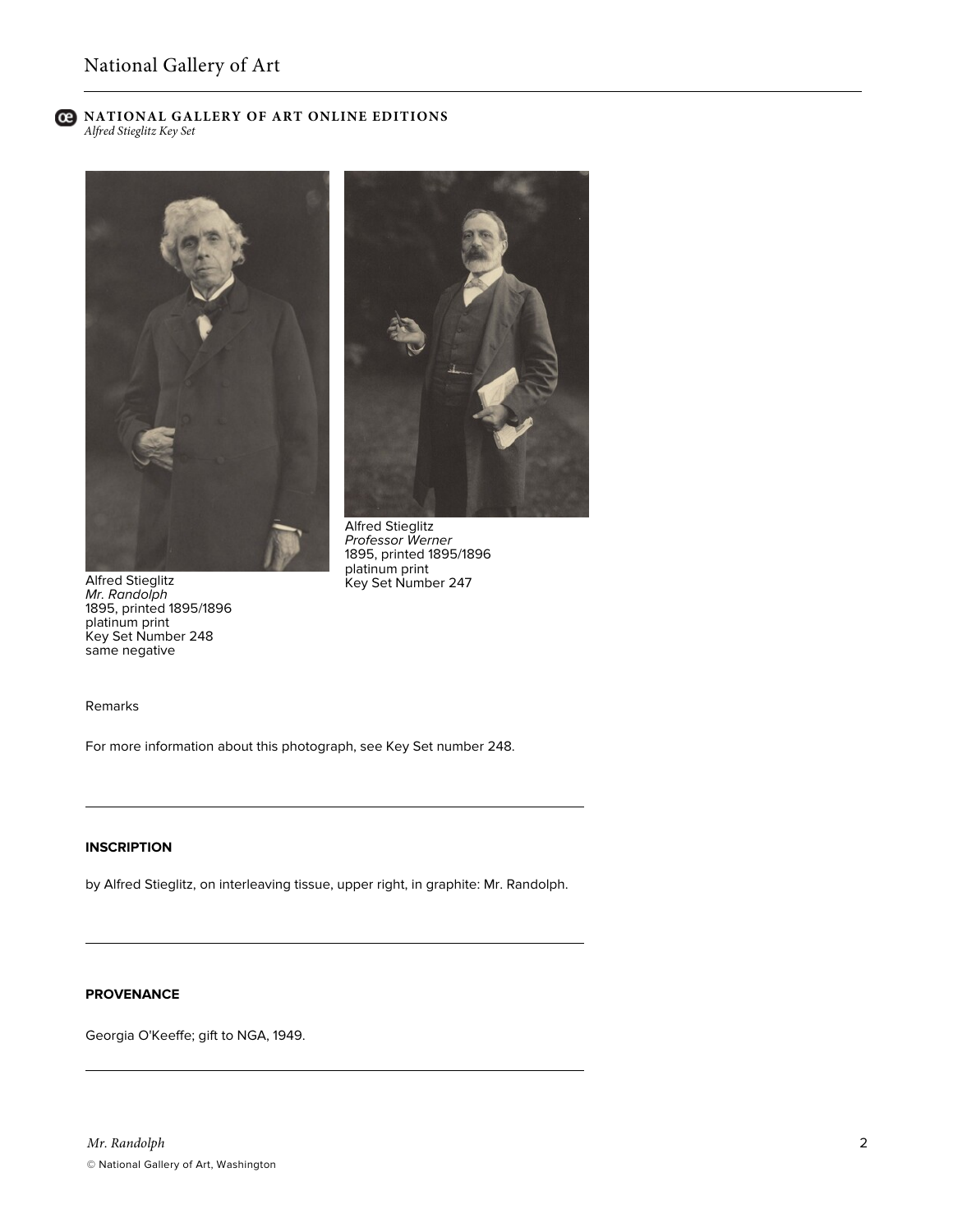Alfred Stieglitz
*Mr. Randolph*
1895, printed 1895/1896
platinum print
Key Set Number 248
same negative

Alfred Stieglitz
*Professor Werner*
1895, printed 1895/1896
platinum print
Key Set Number 247

Remarks

For more information about this photograph, see Key Set number 248.

---

**INSCRIPTION**

by Alfred Stieglitz, on interleaving tissue, upper right, in graphite: Mr. Randolph.

---

**PROVENANCE**

Georgia O'Keeffe; gift to NGA, 1949.

---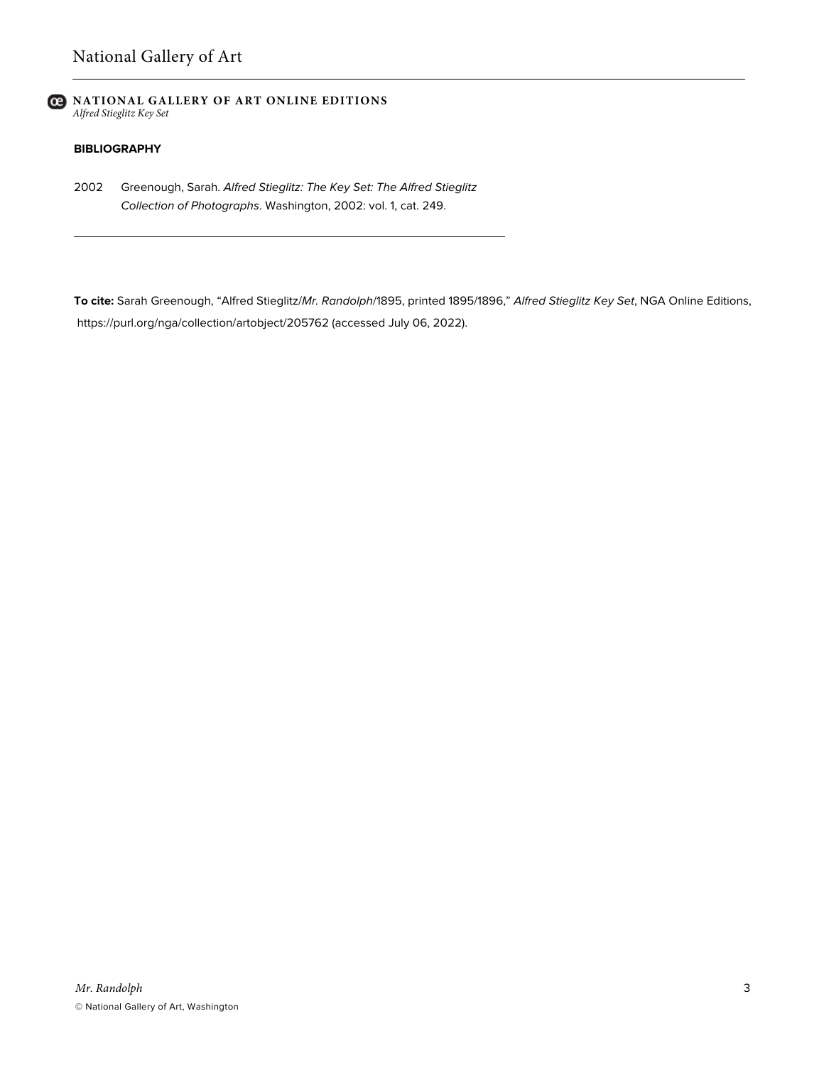## BIBLIOGRAPHY

2002 Greenough, Sarah. *Alfred Stieglitz: The Key Set: The Alfred Stieglitz Collection of Photographs*. Washington, 2002: vol. 1, cat. 249.

---

**To cite:** Sarah Greenough, "Alfred Stieglitz/*Mr. Randolph*/1895, printed 1895/1896," *Alfred Stieglitz Key Set*, NGA Online Editions, https://purl.org/nga/collection/artobject/205762 (accessed July 06, 2022).